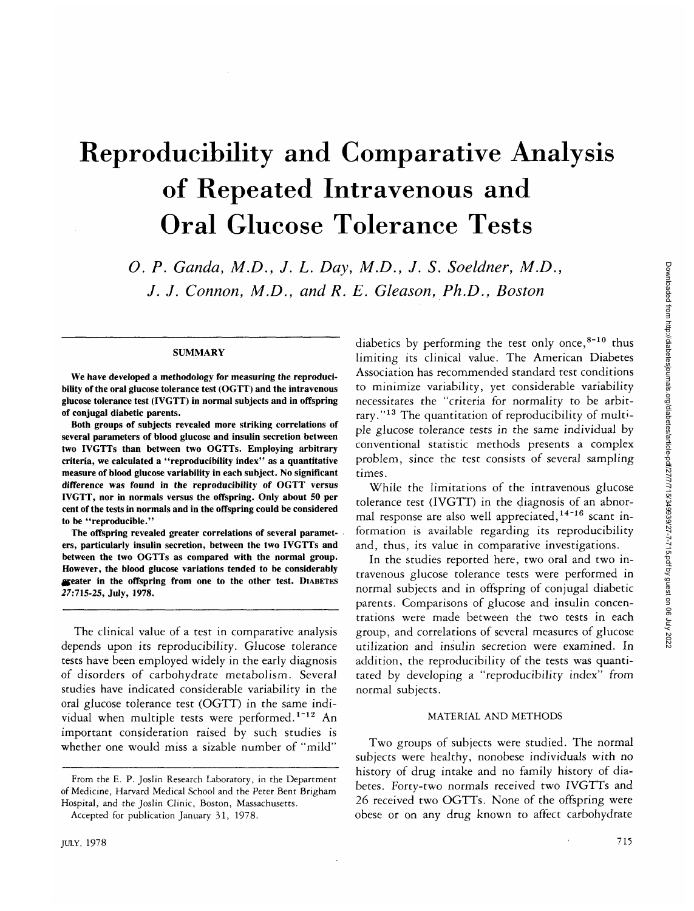# Reproducibility and Comparative Analysis of Repeated Intravenous and Oral Glucose Tolerance Tests

*O. P. Ganda, M.D., J. L. Day, M.D., J. S. Soeldner, M.D., J. J. Connon, M.D., and R. E. Gleason, Ph.D., Boston*

## SUMMARY

**We have developed a methodology for measuring the reproducibility of the oral glucose tolerance test (OGTT) and the intravenous glucose tolerance test (IVGTT) in normal subjects and in offspring of conjugal diabetic parents.**

**Both groups of subjects revealed more striking correlations of several parameters of blood glucose and insulin secretion between two IVGTTs than between two OGTTs. Employing arbitrary criteria, we calculated a "reproducibility index" as a quantitative measure of blood glucose variability in each subject. No significant difference was found in the reproducibility of OGTT versus IVGTT, nor in normals versus the offspring. Only about 50 per cent of the tests in normals and in the offspring could be considered to be "reproducible."**

**The offspring revealed greater correlations of several parameters, particularly insulin secretion, between the two IVGTTs and between the two OGTTs as compared with the normal group. However, the blood glucose variations tended to be considerably greater in the offspring from one to the other test.** DIABETES 27:715-25, July, 1978.

The clinical value of a test in comparative analysis depends upon its reproducibility. Glucose tolerance tests have been employed widely in the early diagnosis of disorders of carbohydrate metabolism. Several studies have indicated considerable variability in the oral glucose tolerance test (OGTT) in the same individual when multiple tests were performed.[1-12] An important consideration raised by such studies is whether one would miss a sizable number of "mild" diabetics by performing the test only once,[8-10] thus limiting its clinical value. The American Diabetes Association has recommended standard test conditions to minimize variability, yet considerable variability necessitates the "criteria for normality to be arbitrary."[13] The quantitation of reproducibility of multiple glucose tolerance tests in the same individual by conventional statistic methods presents a complex problem, since the test consists of several sampling times.

While the limitations of the intravenous glucose tolerance test (IVGTT) in the diagnosis of an abnormal response are also well appreciated,[14-16] scant information is available regarding its reproducibility and, thus, its value in comparative investigations.

In the studies reported here, two oral and two intravenous glucose tolerance tests were performed in normal subjects and in offspring of conjugal diabetic parents. Comparisons of glucose and insulin concentrations were made between the two tests in each group, and correlations of several measures of glucose utilization and insulin secretion were examined. In addition, the reproducibility of the tests was quantitated by developing a "reproducibility index" from normal subjects.

## MATERIAL AND METHODS

Two groups of subjects were studied. The normal subjects were healthy, nonobese individuals with no history of drug intake and no family history of diabetes. Forty-two normals received two IVGTTs and 26 received two OGTTs. None of the offspring were obese or on any drug known to affect carbohydrate

From the E. P. Joslin Research Laboratory, in the Department of Medicine, Harvard Medical School and the Peter Bent Brigham Hospital, and the Joslin Clinic, Boston, Massachusetts.

Accepted for publication January 31, 1978.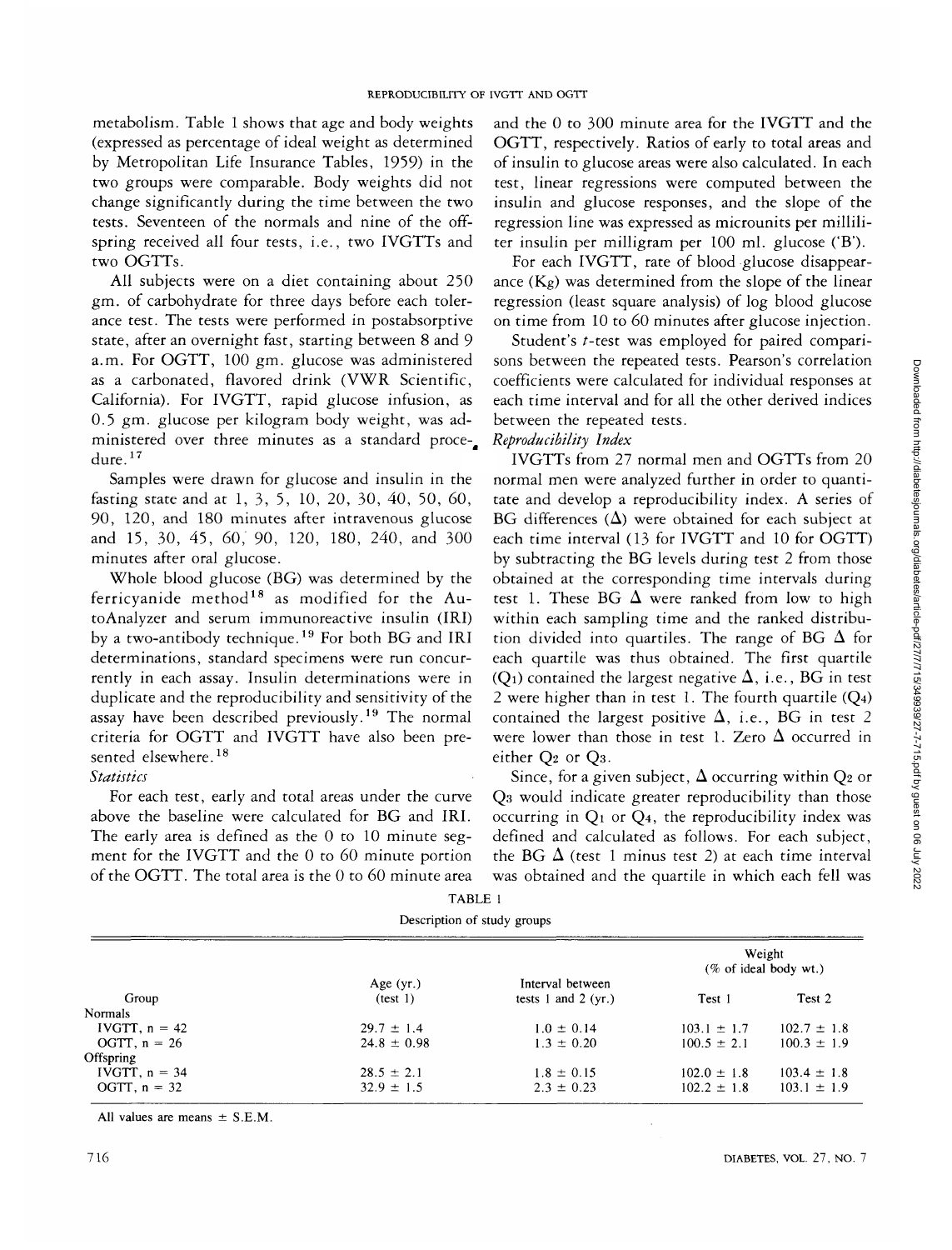metabolism. Table 1 shows that age and body weights (expressed as percentage of ideal weight as determined by Metropolitan Life Insurance Tables, 1959) in the two groups were comparable. Body weights did not change significantly during the time between the two tests. Seventeen of the normals and nine of the offspring received all four tests, i.e., two IVGTTs and two OGTTs.

All subjects were on a diet containing about 250 gm. of carbohydrate for three days before each tolerance test. The tests were performed in postabsorptive state, after an overnight fast, starting between 8 and 9 a.m. For OGTT, 100 gm. glucose was administered as a carbonated, flavored drink (VWR Scientific, California). For IVGTT, rapid glucose infusion, as 0.5 gm. glucose per kilogram body weight, was administered over three minutes as a standard procedure.[17]

Samples were drawn for glucose and insulin in the fasting state and at 1, 3, 5, 10, 20, 30, 40, 50, 60, 90, 120, and 180 minutes after intravenous glucose and 15, 30, 45, 60, 90, 120, 180, 240, and 300 minutes after oral glucose.

Whole blood glucose (BG) was determined by the ferricyanide method[18] as modified for the AutoAnalyzer and serum immunoreactive insulin (IRI) by a two-antibody technique.[19] For both BG and IRI determinations, standard specimens were run concurrently in each assay. Insulin determinations were in duplicate and the reproducibility and sensitivity of the assay have been described previously.[19] The normal criteria for OGTT and IVGTT have also been presented elsewhere.[18]

*Statistics*

For each test, early and total areas under the curve above the baseline were calculated for BG and IRI. The early area is defined as the 0 to 10 minute segment for the IVGTT and the 0 to 60 minute portion of the OGTT. The total area is the 0 to 60 minute area and the 0 to 300 minute area for the IVGTT and the OGTT, respectively. Ratios of early to total areas and of insulin to glucose areas were also calculated. In each test, linear regressions were computed between the insulin and glucose responses, and the slope of the regression line was expressed as microunits per milliliter insulin per milligram per 100 ml. glucose ('B').

For each IVGTT, rate of blood glucose disappearance ($K_g$) was determined from the slope of the linear regression (least square analysis) of log blood glucose on time from 10 to 60 minutes after glucose injection.

Student's *t*-test was employed for paired comparisons between the repeated tests. Pearson's correlation coefficients were calculated for individual responses at each time interval and for all the other derived indices between the repeated tests.

*Reproducibility Index*

IVGTTs from 27 normal men and OGTTs from 20 normal men were analyzed further in order to quantitate and develop a reproducibility index. A series of BG differences ($\Delta$) were obtained for each subject at each time interval (13 for IVGTT and 10 for OGTT) by subtracting the BG levels during test 2 from those obtained at the corresponding time intervals during test 1. These BG $\Delta$ were ranked from low to high within each sampling time and the ranked distribution divided into quartiles. The range of BG $\Delta$ for each quartile was thus obtained. The first quartile ($Q_1$) contained the largest negative $\Delta$, i.e., BG in test 2 were higher than in test 1. The fourth quartile ($Q_4$) contained the largest positive $\Delta$, i.e., BG in test 2 were lower than those in test 1. Zero $\Delta$ occurred in either $Q_2$ or $Q_3$.

Since, for a given subject, $\Delta$ occurring within $Q_2$ or $Q_3$ would indicate greater reproducibility than those occurring in $Q_1$ or $Q_4$, the reproducibility index was defined and calculated as follows. For each subject, the BG $\Delta$ (test 1 minus test 2) at each time interval was obtained and the quartile in which each fell was

TABLE 1

Description of study groups

| Group | Age (yr.) (test 1) | Interval between tests 1 and 2 (yr.) | Weight (% of ideal body wt.) | |
|---|---|---|---|---|
| | | | Test 1 | Test 2 |
| Normals | | | | |
| IVGTT, n = 42 | 29.7 ± 1.4 | 1.0 ± 0.14 | 103.1 ± 1.7 | 102.7 ± 1.8 |
| OGTT, n = 26 | 24.8 ± 0.98 | 1.3 ± 0.20 | 100.5 ± 2.1 | 100.3 ± 1.9 |
| Offspring | | | | |
| IVGTT, n = 34 | 28.5 ± 2.1 | 1.8 ± 0.15 | 102.0 ± 1.8 | 103.4 ± 1.8 |
| OGTT, n = 32 | 32.9 ± 1.5 | 2.3 ± 0.23 | 102.2 ± 1.8 | 103.1 ± 1.9 |

All values are means ± S.E.M.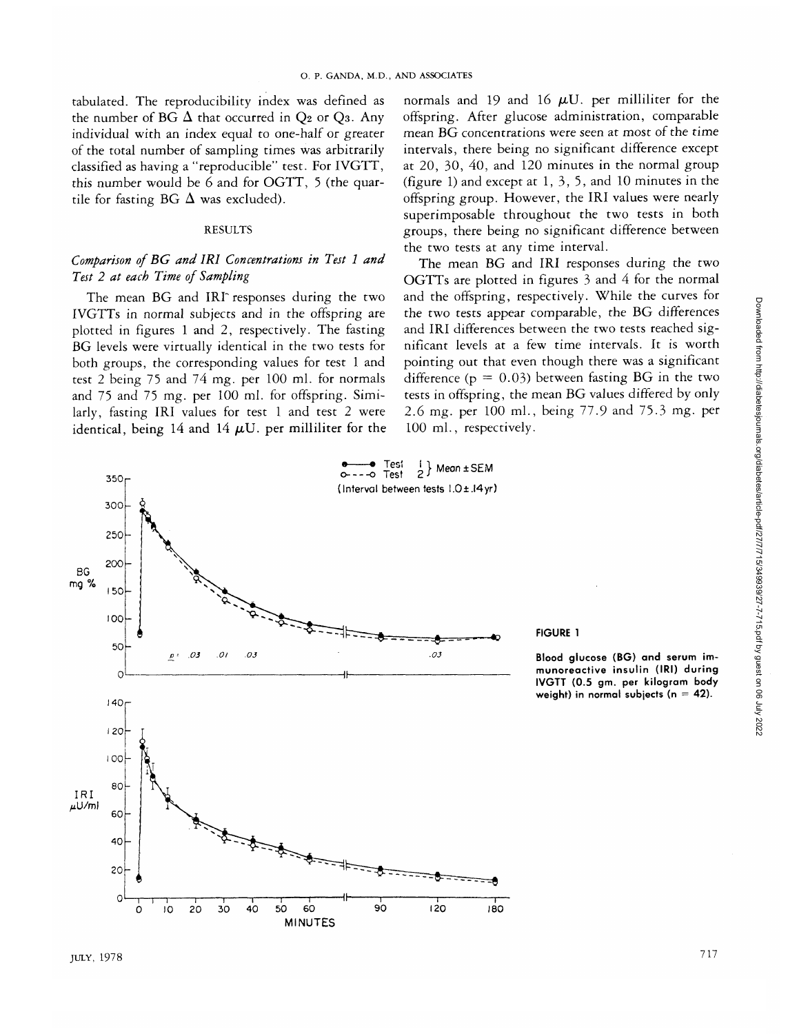tabulated. The reproducibility index was defined as the number of BG Δ that occurred in $Q_2$ or $Q_3$. Any individual with an index equal to one-half or greater of the total number of sampling times was arbitrarily classified as having a "reproducible" test. For IVGTT, this number would be 6 and for OGTT, 5 (the quartile for fasting BG Δ was excluded).

## RESULTS

### *Comparison of BG and IRI Concentrations in Test 1 and Test 2 at each Time of Sampling*

The mean BG and IRI responses during the two IVGTTs in normal subjects and in the offspring are plotted in figures 1 and 2, respectively. The fasting BG levels were virtually identical in the two tests for both groups, the corresponding values for test 1 and test 2 being 75 and 74 mg. per 100 ml. for normals and 75 and 75 mg. per 100 ml. for offspring. Similarly, fasting IRI values for test 1 and test 2 were identical, being 14 and 14 μU. per milliliter for the normals and 19 and 16 μU. per milliliter for the offspring. After glucose administration, comparable mean BG concentrations were seen at most of the time intervals, there being no significant difference except at 20, 30, 40, and 120 minutes in the normal group (figure 1) and except at 1, 3, 5, and 10 minutes in the offspring group. However, the IRI values were nearly superimposable throughout the two tests in both groups, there being no significant difference between the two tests at any time interval.

The mean BG and IRI responses during the two OGTTs are plotted in figures 3 and 4 for the normal and the offspring, respectively. While the curves for the two tests appear comparable, the BG differences and IRI differences between the two tests reached significant levels at a few time intervals. It is worth pointing out that even though there was a significant difference ($p = 0.03$) between fasting BG in the two tests in offspring, the mean BG values differed by only 2.6 mg. per 100 ml., being 77.9 and 75.3 mg. per 100 ml., respectively.

**FIGURE 1**

**Blood glucose (BG) and serum immunoreactive insulin (IRI) during IVGTT (0.5 gm. per kilogram body weight) in normal subjects (n = 42).**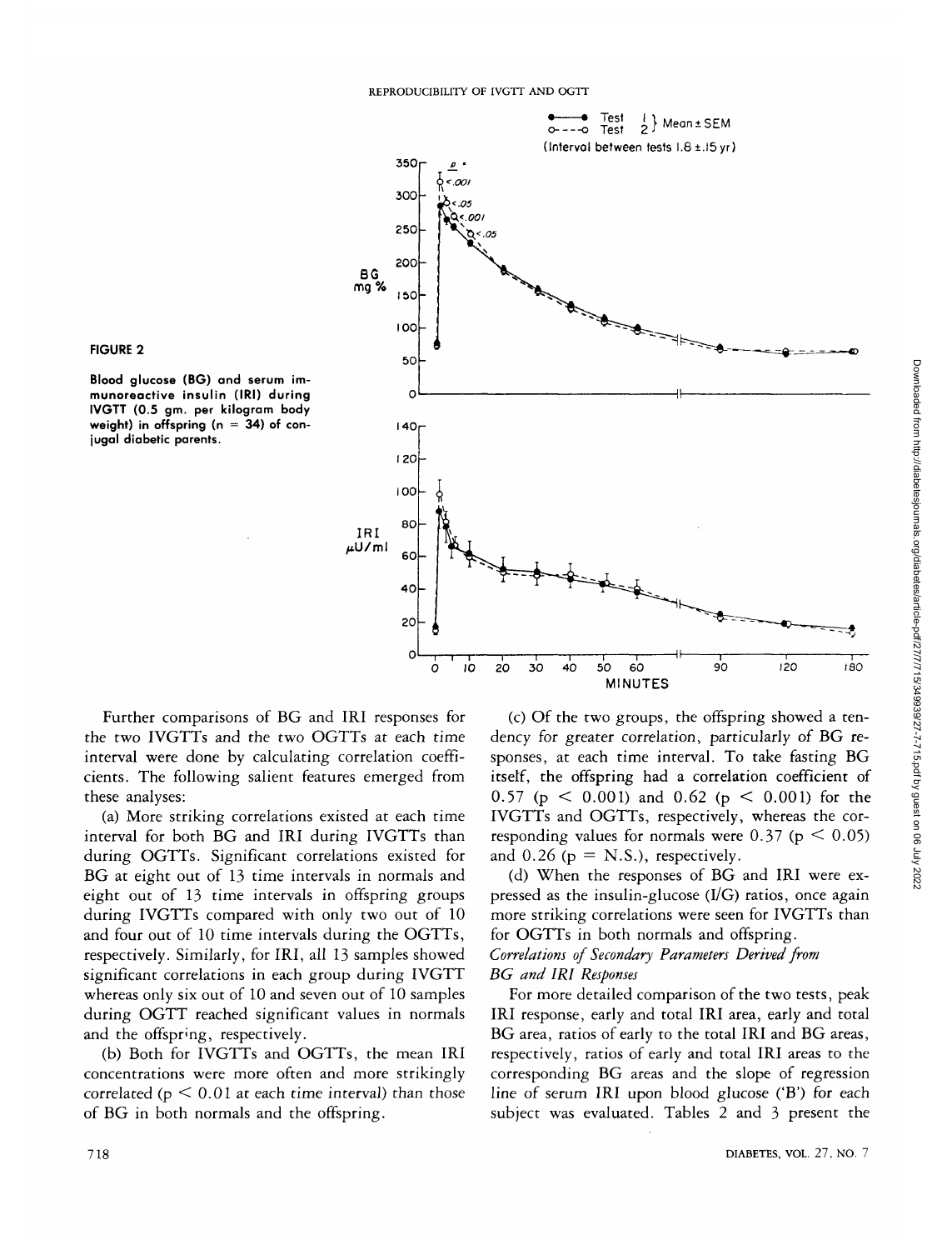**FIGURE 2**

**Blood glucose (BG) and serum immunoreactive insulin (IRI) during IVGTT (0.5 gm. per kilogram body weight) in offspring (n = 34) of conjugal diabetic parents.**

Further comparisons of BG and IRI responses for the two IVGTTs and the two OGTTs at each time interval were done by calculating correlation coefficients. The following salient features emerged from these analyses:

(a) More striking correlations existed at each time interval for both BG and IRI during IVGTTs than during OGTTs. Significant correlations existed for BG at eight out of 13 time intervals in normals and eight out of 13 time intervals in offspring groups during IVGTTs compared with only two out of 10 and four out of 10 time intervals during the OGTTs, respectively. Similarly, for IRI, all 13 samples showed significant correlations in each group during IVGTT whereas only six out of 10 and seven out of 10 samples during OGTT reached significant values in normals and the offspring, respectively.

(b) Both for IVGTTs and OGTTs, the mean IRI concentrations were more often and more strikingly correlated ($p < 0.01$ at each time interval) than those of BG in both normals and the offspring.

(c) Of the two groups, the offspring showed a tendency for greater correlation, particularly of BG responses, at each time interval. To take fasting BG itself, the offspring had a correlation coefficient of 0.57 ($p < 0.001$) and 0.62 ($p < 0.001$) for the IVGTTs and OGTTs, respectively, whereas the corresponding values for normals were 0.37 ($p < 0.05$) and 0.26 (p = N.S.), respectively.

(d) When the responses of BG and IRI were expressed as the insulin-glucose (I/G) ratios, once again more striking correlations were seen for IVGTTs than for OGTTs in both normals and offspring.

*Correlations of Secondary Parameters Derived from BG and IRI Responses*

For more detailed comparison of the two tests, peak IRI response, early and total IRI area, early and total BG area, ratios of early to the total IRI and BG areas, respectively, ratios of early and total IRI areas to the corresponding BG areas and the slope of regression line of serum IRI upon blood glucose ('B') for each subject was evaluated. Tables 2 and 3 present the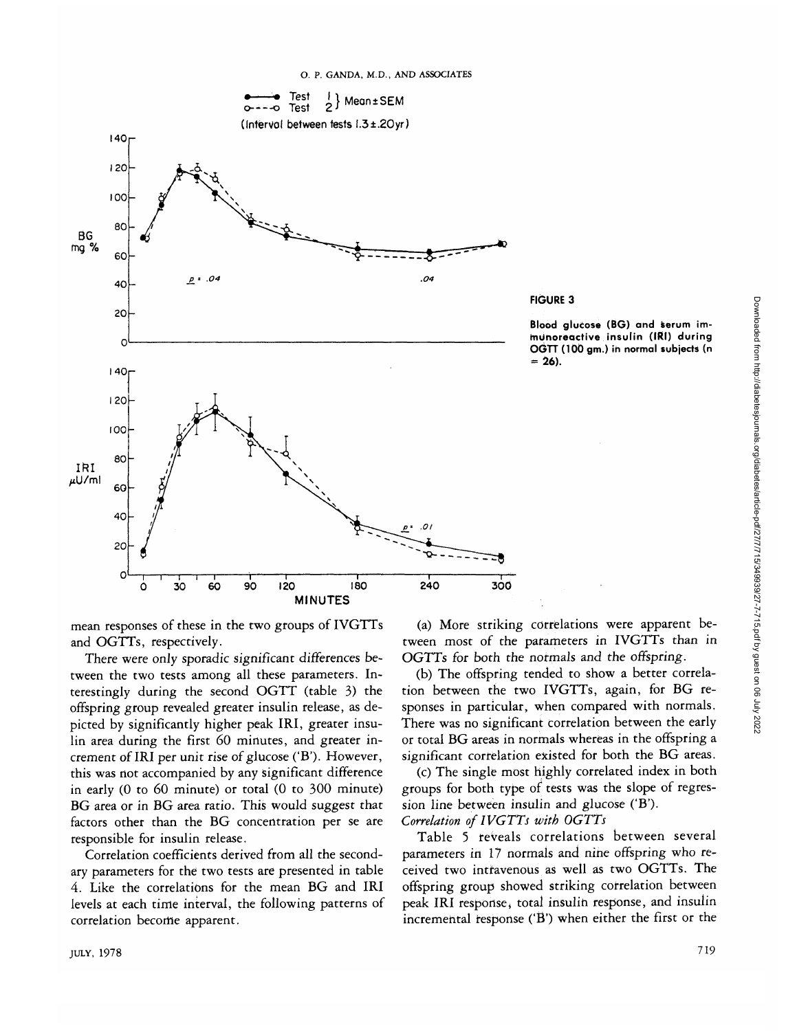**FIGURE 3**

**Blood glucose (BG) and serum immunoreactive insulin (IRI) during OGTT (100 gm.) in normal subjects (n = 26).**

mean responses of these in the two groups of IVGTTs and OGTTs, respectively.

There were only sporadic significant differences between the two tests among all these parameters. Interestingly during the second OGTT (table 3) the offspring group revealed greater insulin release, as depicted by significantly higher peak IRI, greater insulin area during the first 60 minutes, and greater increment of IRI per unit rise of glucose ('B'). However, this was not accompanied by any significant difference in early (0 to 60 minute) or total (0 to 300 minute) BG area or in BG area ratio. This would suggest that factors other than the BG concentration per se are responsible for insulin release.

Correlation coefficients derived from all the secondary parameters for the two tests are presented in table 4. Like the correlations for the mean BG and IRI levels at each time interval, the following patterns of correlation become apparent.

(a) More striking correlations were apparent between most of the parameters in IVGTTs than in OGTTs for both the normals and the offspring.

(b) The offspring tended to show a better correlation between the two IVGTTs, again, for BG responses in particular, when compared with normals. There was no significant correlation between the early or total BG areas in normals whereas in the offspring a significant correlation existed for both the BG areas.

(c) The single most highly correlated index in both groups for both type of tests was the slope of regression line between insulin and glucose ('B').

*Correlation of IVGTTs with OGTTs*

Table 5 reveals correlations between several parameters in 17 normals and nine offspring who received two intravenous as well as two OGTTs. The offspring group showed striking correlation between peak IRI response, total insulin response, and insulin incremental response ('B') when either the first or the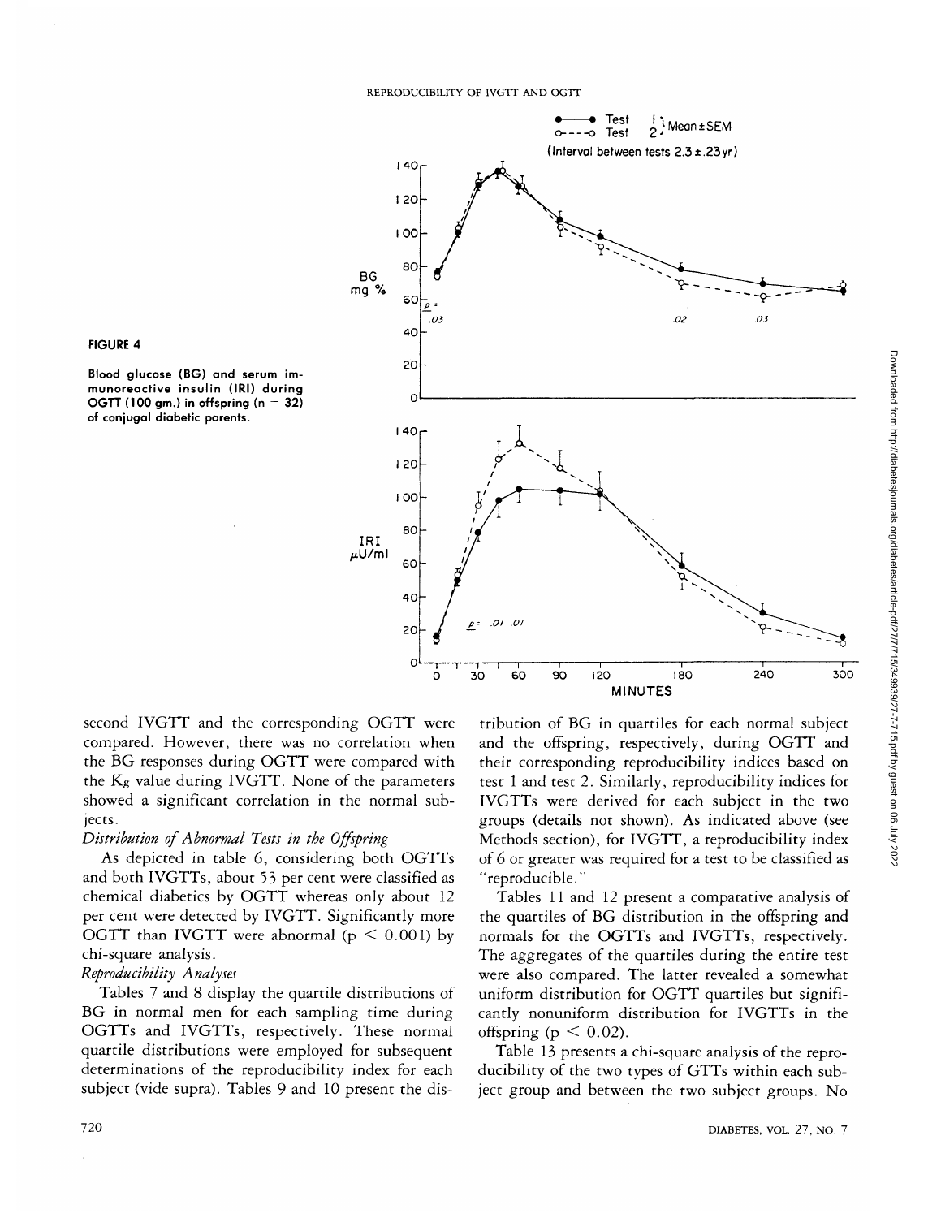**FIGURE 4**

**Blood glucose (BG) and serum immunoreactive insulin (IRI) during OGTT (100 gm.) in offspring (n = 32) of conjugal diabetic parents.**

second IVGTT and the corresponding OGTT were compared. However, there was no correlation when the BG responses during OGTT were compared with the $K_g$ value during IVGTT. None of the parameters showed a significant correlation in the normal subjects.

*Distribution of Abnormal Tests in the Offspring*

As depicted in table 6, considering both OGTTs and both IVGTTs, about 53 per cent were classified as chemical diabetics by OGTT whereas only about 12 per cent were detected by IVGTT. Significantly more OGTT than IVGTT were abnormal ($p < 0.001$) by chi-square analysis.

*Reproducibility Analyses*

Tables 7 and 8 display the quartile distributions of BG in normal men for each sampling time during OGTTs and IVGTTs, respectively. These normal quartile distributions were employed for subsequent determinations of the reproducibility index for each subject (vide supra). Tables 9 and 10 present the distribution of BG in quartiles for each normal subject and the offspring, respectively, during OGTT and their corresponding reproducibility indices based on test 1 and test 2. Similarly, reproducibility indices for IVGTTs were derived for each subject in the two groups (details not shown). As indicated above (see Methods section), for IVGTT, a reproducibility index of 6 or greater was required for a test to be classified as "reproducible."

Tables 11 and 12 present a comparative analysis of the quartiles of BG distribution in the offspring and normals for the OGTTs and IVGTTs, respectively. The aggregates of the quartiles during the entire test were also compared. The latter revealed a somewhat uniform distribution for OGTT quartiles but significantly nonuniform distribution for IVGTTs in the offspring ($p < 0.02$).

Table 13 presents a chi-square analysis of the reproducibility of the two types of GTTs within each subject group and between the two subject groups. No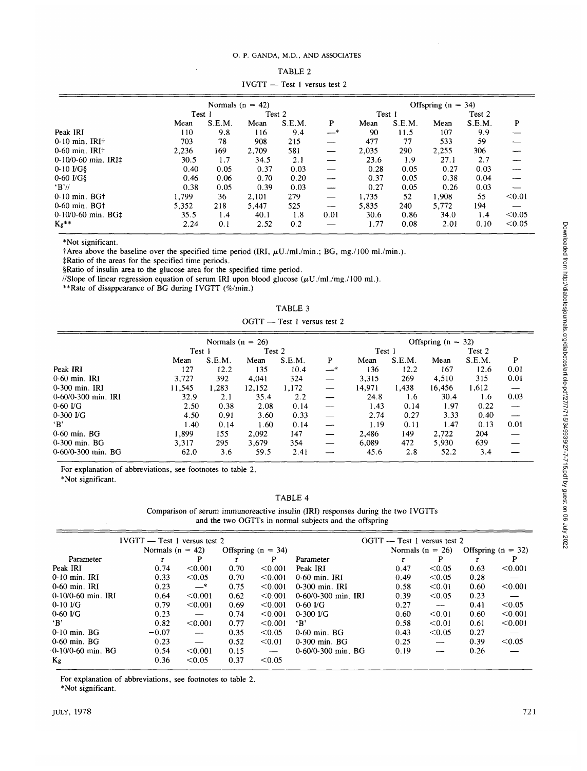TABLE 2

IVGTT — Test 1 versus test 2

| | Normals (n = 42) | | | | | Offspring (n = 34) | | | | |
|---|---|---|---|---|---|---|---|---|---|---|
| | Test 1 | | Test 2 | | | Test 1 | | Test 2 | | |
| | Mean | S.E.M. | Mean | S.E.M. | P | Mean | S.E.M. | Mean | S.E.M. | P |
| Peak IRI | 110 | 9.8 | 116 | 9.4 | —* | 90 | 11.5 | 107 | 9.9 | — |
| 0-10 min. IRI† | 703 | 78 | 908 | 215 | — | 477 | 77 | 533 | 59 | — |
| 0-60 min. IRI† | 2,236 | 169 | 2,709 | 581 | — | 2,035 | 290 | 2,255 | 306 | — |
| 0-10/0-60 min. IRI‡ | 30.5 | 1.7 | 34.5 | 2.1 | — | 23.6 | 1.9 | 27.1 | 2.7 | — |
| 0-10 I/G§ | 0.40 | 0.05 | 0.37 | 0.03 | — | 0.28 | 0.05 | 0.27 | 0.03 | — |
| 0-60 I/G§ | 0.46 | 0.06 | 0.70 | 0.20 | — | 0.37 | 0.05 | 0.38 | 0.04 | — |
| 'B'// | 0.38 | 0.05 | 0.39 | 0.03 | — | 0.27 | 0.05 | 0.26 | 0.03 | — |
| 0-10 min. BG† | 1,799 | 36 | 2,101 | 279 | — | 1,735 | 52 | 1,908 | 55 | <0.01 |
| 0-60 min. BG† | 5,352 | 218 | 5,447 | 525 | — | 5,835 | 240 | 5,772 | 194 | — |
| 0-10/0-60 min. BG‡ | 35.5 | 1.4 | 40.1 | 1.8 | 0.01 | 30.6 | 0.86 | 34.0 | 1.4 | <0.05 |
| $K_g$** | 2.24 | 0.1 | 2.52 | 0.2 | — | 1.77 | 0.08 | 2.01 | 0.10 | <0.05 |

*Not significant.

†Area above the baseline over the specified time period (IRI, μU./ml./min.; BG, mg./100 ml./min.).

‡Ratio of the areas for the specified time periods.

§Ratio of insulin area to the glucose area for the specified time period.

//Slope of linear regression equation of serum IRI upon blood glucose (μU./ml./mg./100 ml.).

**Rate of disappearance of BG during IVGTT (%/min.)

TABLE 3

OGTT — Test 1 versus test 2

| | Normals (n = 26) | | | | | Offspring (n = 32) | | | | |
|---|---|---|---|---|---|---|---|---|---|---|
| | Test 1 | | Test 2 | | | Test 1 | | Test 2 | | |
| | Mean | S.E.M. | Mean | S.E.M. | P | Mean | S.E.M. | Mean | S.E.M. | P |
| Peak IRI | 127 | 12.2 | 135 | 10.4 | —* | 136 | 12.2 | 167 | 12.6 | 0.01 |
| 0-60 min. IRI | 3,727 | 392 | 4,041 | 324 | — | 3,315 | 269 | 4,510 | 315 | 0.01 |
| 0-300 min. IRI | 11,545 | 1,283 | 12,152 | 1,172 | — | 14,971 | 1,438 | 16,456 | 1,612 | — |
| 0-60/0-300 min. IRI | 32.9 | 2.1 | 35.4 | 2.2 | — | 24.8 | 1.6 | 30.4 | 1.6 | 0.03 |
| 0-60 I/G | 2.50 | 0.38 | 2.08 | 0.14 | — | 1.43 | 0.14 | 1.97 | 0.22 | — |
| 0-300 I/G | 4.50 | 0.91 | 3.60 | 0.33 | — | 2.74 | 0.27 | 3.33 | 0.40 | — |
| 'B' | 1.40 | 0.14 | 1.60 | 0.14 | — | 1.19 | 0.11 | 1.47 | 0.13 | 0.01 |
| 0-60 min. BG | 1,899 | 155 | 2,092 | 147 | — | 2,486 | 149 | 2,722 | 204 | — |
| 0-300 min. BG | 3,317 | 295 | 3,679 | 354 | — | 6,089 | 472 | 5,930 | 639 | — |
| 0-60/0-300 min. BG | 62.0 | 3.6 | 59.5 | 2.41 | — | 45.6 | 2.8 | 52.2 | 3.4 | — |

For explanation of abbreviations, see footnotes to table 2.
*Not significant.

TABLE 4

Comparison of serum immunoreactive insulin (IRI) responses during the two IVGTTs and the two OGTTs in normal subjects and the offspring

| IVGTT — Test 1 versus test 2 | | | | | OGTT — Test 1 versus test 2 | | | | |
|---|---|---|---|---|---|---|---|---|---|
| | Normals (n = 42) | | Offspring (n = 34) | | | Normals (n = 26) | | Offspring (n = 32) | |
| Parameter | r | P | r | P | Parameter | r | P | r | P |
| Peak IRI | 0.74 | <0.001 | 0.70 | <0.001 | Peak IRI | 0.47 | <0.05 | 0.63 | <0.001 |
| 0-10 min. IRI | 0.33 | <0.05 | 0.70 | <0.001 | 0-60 min. IRI | 0.49 | <0.05 | 0.28 | — |
| 0-60 min. IRI | 0.23 | —* | 0.75 | <0.001 | 0-300 min. IRI | 0.58 | <0.01 | 0.60 | <0.001 |
| 0-10/0-60 min. IRI | 0.64 | <0.001 | 0.62 | <0.001 | 0-60/0-300 min. IRI | 0.39 | <0.05 | 0.23 | — |
| 0-10 I/G | 0.79 | <0.001 | 0.69 | <0.001 | 0-60 I/G | 0.27 | — | 0.41 | <0.05 |
| 0-60 I/G | 0.23 | — | 0.74 | <0.001 | 0-300 I/G | 0.60 | <0.01 | 0.60 | <0.001 |
| 'B' | 0.82 | <0.001 | 0.77 | <0.001 | 'B' | 0.58 | <0.01 | 0.61 | <0.001 |
| 0-10 min. BG | −0.07 | — | 0.35 | <0.05 | 0-60 min. BG | 0.43 | <0.05 | 0.27 | — |
| 0-60 min. BG | 0.23 | — | 0.52 | <0.01 | 0-300 min. BG | 0.25 | — | 0.39 | <0.05 |
| 0-10/0-60 min. BG | 0.54 | <0.001 | 0.15 | — | 0-60/0-300 min. BG | 0.19 | — | 0.26 | — |
| $K_g$ | 0.36 | <0.05 | 0.37 | <0.05 | | | | | |

For explanation of abbreviations, see footnotes to table 2.
*Not significant.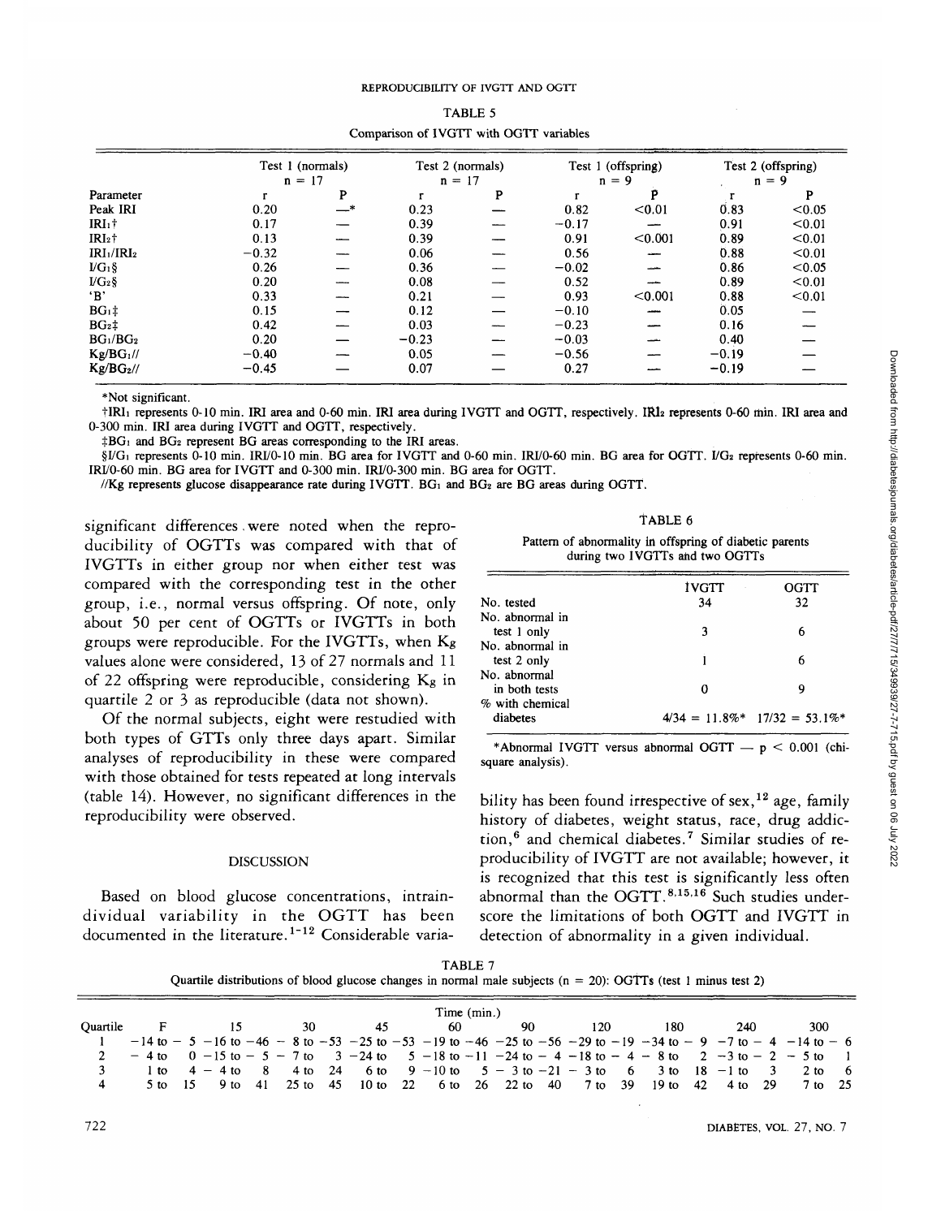TABLE 5

Comparison of IVGTT with OGTT variables

| Parameter | Test 1 (normals) n = 17 | | Test 2 (normals) n = 17 | | Test 1 (offspring) n = 9 | | Test 2 (offspring) n = 9 | |
|---|---|---|---|---|---|---|---|---|
| | r | P | r | P | r | P | r | P |
| Peak IRI | 0.20 | —* | 0.23 | — | 0.82 | <0.01 | 0.83 | <0.05 |
| $IRI_1$† | 0.17 | — | 0.39 | — | −0.17 | — | 0.91 | <0.01 |
| $IRI_2$† | 0.13 | — | 0.39 | — | 0.91 | <0.001 | 0.89 | <0.01 |
| $IRI_1/IRI_2$ | −0.32 | — | 0.06 | — | 0.56 | — | 0.88 | <0.01 |
| $I/G_1$§ | 0.26 | — | 0.36 | — | −0.02 | — | 0.86 | <0.05 |
| $I/G_2$§ | 0.20 | — | 0.08 | — | 0.52 | — | 0.89 | <0.01 |
| 'B' | 0.33 | — | 0.21 | — | 0.93 | <0.001 | 0.88 | <0.01 |
| $BG_1$‡ | 0.15 | — | 0.12 | — | −0.10 | — | 0.05 | — |
| $BG_2$‡ | 0.42 | — | 0.03 | — | −0.23 | — | 0.16 | — |
| $BG_1/BG_2$ | 0.20 | — | −0.23 | — | −0.03 | — | 0.40 | — |
| $Kg/BG_1$// | −0.40 | — | 0.05 | — | −0.56 | — | −0.19 | — |
| $Kg/BG_2$// | −0.45 | — | 0.07 | — | 0.27 | — | −0.19 | — |

*Not significant.

†$IRI_1$ represents 0-10 min. IRI area and 0-60 min. IRI area during IVGTT and OGTT, respectively. $IRI_2$ represents 0-60 min. IRI area and 0-300 min. IRI area during IVGTT and OGTT, respectively.

‡$BG_1$ and $BG_2$ represent BG areas corresponding to the IRI areas.

§$I/G_1$ represents 0-10 min. IRI/0-10 min. BG area for IVGTT and 0-60 min. IRI/0-60 min. BG area for OGTT. $I/G_2$ represents 0-60 min. IRI/0-60 min. BG area for IVGTT and 0-300 min. IRI/0-300 min. BG area for OGTT.

//Kg represents glucose disappearance rate during IVGTT. $BG_1$ and $BG_2$ are BG areas during OGTT.

significant differences were noted when the reproducibility of OGTTs was compared with that of IVGTTs in either group nor when either test was compared with the corresponding test in the other group, i.e., normal versus offspring. Of note, only about 50 per cent of OGTTs or IVGTTs in both groups were reproducible. For the IVGTTs, when Kg values alone were considered, 13 of 27 normals and 11 of 22 offspring were reproducible, considering Kg in quartile 2 or 3 as reproducible (data not shown).

Of the normal subjects, eight were restudied with both types of GTTs only three days apart. Similar analyses of reproducibility in these were compared with those obtained for tests repeated at long intervals (table 14). However, no significant differences in the reproducibility were observed.

## DISCUSSION

Based on blood glucose concentrations, intraindividual variability in the OGTT has been documented in the literature.[1-12] Considerable variability has been found irrespective of sex,[12] age, family history of diabetes, weight status, race, drug addiction,[6] and chemical diabetes.[7] Similar studies of reproducibility of IVGTT are not available; however, it is recognized that this test is significantly less often abnormal than the OGTT.[8,15,16] Such studies underscore the limitations of both OGTT and IVGTT in detection of abnormality in a given individual.

TABLE 6

Pattern of abnormality in offspring of diabetic parents during two IVGTTs and two OGTTs

| | IVGTT | OGTT |
|---|---|---|
| No. tested | 34 | 32 |
| No. abnormal in test 1 only | 3 | 6 |
| No. abnormal in test 2 only | 1 | 6 |
| No. abnormal in both tests | 0 | 9 |
| % with chemical diabetes | 4/34 = 11.8%* | 17/32 = 53.1%* |

*Abnormal IVGTT versus abnormal OGTT — $p < 0.001$ (chi-square analysis).

TABLE 7

Quartile distributions of blood glucose changes in normal male subjects (n = 20): OGTTs (test 1 minus test 2)

| Quartile | F | 15 | 30 | 45 | 60 | 90 | 120 | 180 | 240 | 300 |
|---|---|---|---|---|---|---|---|---|---|---|
| 1 | −14 to − 5 | −16 to −46 | − 8 to −53 | −25 to −53 | −19 to −46 | −25 to −56 | −29 to −19 | −34 to − 9 | −7 to − 4 | −14 to − 6 |
| 2 | − 4 to 0 | −15 to − 5 | − 7 to 3 | −24 to 5 | −18 to −11 | −24 to − 4 | −18 to − 4 | − 8 to 2 | −3 to − 2 | − 5 to 1 |
| 3 | 1 to 4 | − 4 to 8 | 4 to 24 | 6 to 9 | −10 to 5 | − 3 to −21 | − 3 to 6 | 3 to 18 | −1 to 3 | 2 to 6 |
| 4 | 5 to 15 | 9 to 41 | 25 to 45 | 10 to 22 | 6 to 26 | 22 to 40 | 7 to 39 | 19 to 42 | 4 to 29 | 7 to 25 |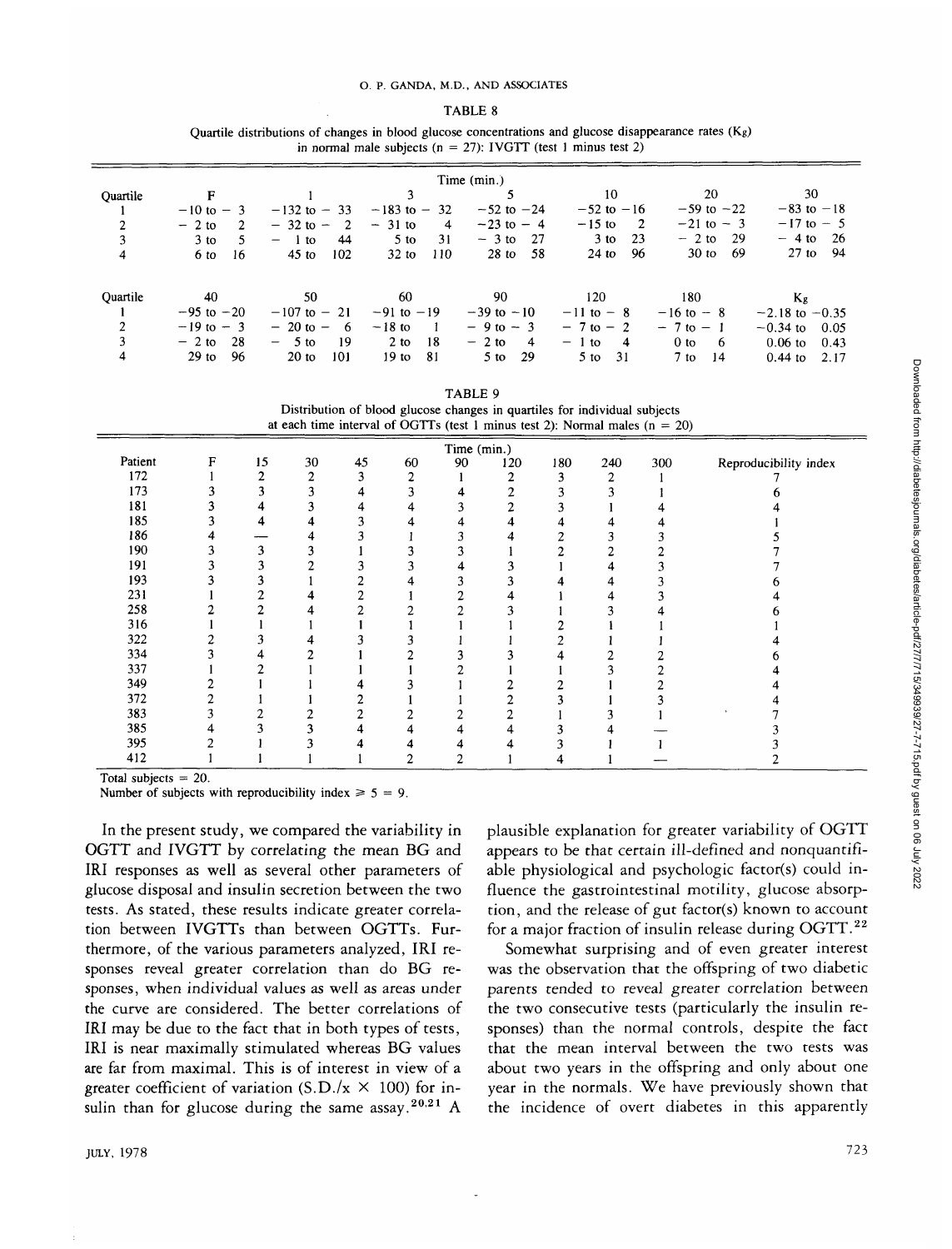TABLE 8

Quartile distributions of changes in blood glucose concentrations and glucose disappearance rates ($K_g$) in normal male subjects (n = 27): IVGTT (test 1 minus test 2)

| Quartile | F | 1 | 3 | 5 | 10 | 20 | 30 |
|---|---|---|---|---|---|---|---|
| | | | Time (min.) | | | | |
| 1 | −10 to − 3 | −132 to − 33 | −183 to − 32 | −52 to −24 | −52 to −16 | −59 to −22 | −83 to −18 |
| 2 | − 2 to 2 | − 32 to − 2 | − 31 to 4 | −23 to − 4 | −15 to 2 | −21 to − 3 | −17 to − 5 |
| 3 | 3 to 5 | − 1 to 44 | 5 to 31 | − 3 to 27 | 3 to 23 | − 2 to 29 | − 4 to 26 |
| 4 | 6 to 16 | 45 to 102 | 32 to 110 | 28 to 58 | 24 to 96 | 30 to 69 | 27 to 94 |

| Quartile | 40 | 50 | 60 | 90 | 120 | 180 | $K_g$ |
|---|---|---|---|---|---|---|---|
| 1 | −95 to −20 | −107 to − 21 | −91 to −19 | −39 to −10 | −11 to − 8 | −16 to − 8 | −2.18 to −0.35 |
| 2 | −19 to − 3 | − 20 to − 6 | −18 to 1 | − 9 to − 3 | − 7 to − 2 | − 7 to − 1 | −0.34 to 0.05 |
| 3 | − 2 to 28 | − 5 to 19 | 2 to 18 | − 2 to 4 | − 1 to 4 | 0 to 6 | 0.06 to 0.43 |
| 4 | 29 to 96 | 20 to 101 | 19 to 81 | 5 to 29 | 5 to 31 | 7 to 14 | 0.44 to 2.17 |

TABLE 9

Distribution of blood glucose changes in quartiles for individual subjects at each time interval of OGTTs (test 1 minus test 2): Normal males (n = 20)

| Patient | F | 15 | 30 | 45 | 60 | 90 | 120 | 180 | 240 | 300 | Reproducibility index |
|---|---|---|---|---|---|---|---|---|---|---|---|
| | | | | | | Time (min.) | | | | | |
| 172 | 1 | 2 | 2 | 3 | 2 | 1 | 2 | 3 | 2 | 1 | 7 |
| 173 | 3 | 3 | 3 | 4 | 3 | 4 | 2 | 3 | 3 | 1 | 6 |
| 181 | 3 | 4 | 3 | 4 | 4 | 3 | 2 | 3 | 1 | 4 | 4 |
| 185 | 3 | 4 | 4 | 3 | 4 | 4 | 4 | 4 | 4 | 4 | 1 |
| 186 | 4 | — | 4 | 3 | 1 | 3 | 4 | 2 | 3 | 3 | 5 |
| 190 | 3 | 3 | 3 | 1 | 3 | 3 | 1 | 2 | 2 | 2 | 7 |
| 191 | 3 | 3 | 2 | 3 | 3 | 4 | 3 | 1 | 4 | 3 | 7 |
| 193 | 3 | 3 | 1 | 2 | 4 | 3 | 3 | 4 | 4 | 3 | 6 |
| 231 | 1 | 2 | 4 | 2 | 1 | 2 | 4 | 1 | 4 | 3 | 4 |
| 258 | 2 | 2 | 4 | 2 | 2 | 2 | 3 | 1 | 3 | 4 | 6 |
| 316 | 1 | 1 | 1 | 1 | 1 | 1 | 1 | 2 | 1 | 1 | 1 |
| 322 | 2 | 3 | 4 | 3 | 3 | 1 | 1 | 2 | 1 | 1 | 4 |
| 334 | 3 | 4 | 2 | 1 | 2 | 3 | 3 | 4 | 2 | 2 | 6 |
| 337 | 1 | 2 | 1 | 1 | 1 | 2 | 1 | 1 | 3 | 2 | 4 |
| 349 | 2 | 1 | 1 | 4 | 3 | 1 | 2 | 2 | 1 | 2 | 4 |
| 372 | 2 | 1 | 1 | 2 | 1 | 1 | 2 | 3 | 1 | 3 | 4 |
| 383 | 3 | 2 | 2 | 2 | 2 | 2 | 2 | 1 | 3 | 1 | 7 |
| 385 | 4 | 3 | 3 | 4 | 4 | 4 | 4 | 3 | 4 | — | 3 |
| 395 | 2 | 1 | 3 | 4 | 4 | 4 | 4 | 3 | 1 | 1 | 3 |
| 412 | 1 | 1 | 1 | 1 | 2 | 2 | 1 | 4 | 1 | — | 2 |

Total subjects = 20.
Number of subjects with reproducibility index ≥ 5 = 9.

In the present study, we compared the variability in OGTT and IVGTT by correlating the mean BG and IRI responses as well as several other parameters of glucose disposal and insulin secretion between the two tests. As stated, these results indicate greater correlation between IVGTTs than between OGTTs. Furthermore, of the various parameters analyzed, IRI responses reveal greater correlation than do BG responses, when individual values as well as areas under the curve are considered. The better correlations of IRI may be due to the fact that in both types of tests, IRI is near maximally stimulated whereas BG values are far from maximal. This is of interest in view of a greater coefficient of variation (S.D./x × 100) for insulin than for glucose during the same assay.[20,21] A plausible explanation for greater variability of OGTT appears to be that certain ill-defined and nonquantifiable physiological and psychologic factor(s) could influence the gastrointestinal motility, glucose absorption, and the release of gut factor(s) known to account for a major fraction of insulin release during OGTT.[22]

Somewhat surprising and of even greater interest was the observation that the offspring of two diabetic parents tended to reveal greater correlation between the two consecutive tests (particularly the insulin responses) than the normal controls, despite the fact that the mean interval between the two tests was about two years in the offspring and only about one year in the normals. We have previously shown that the incidence of overt diabetes in this apparently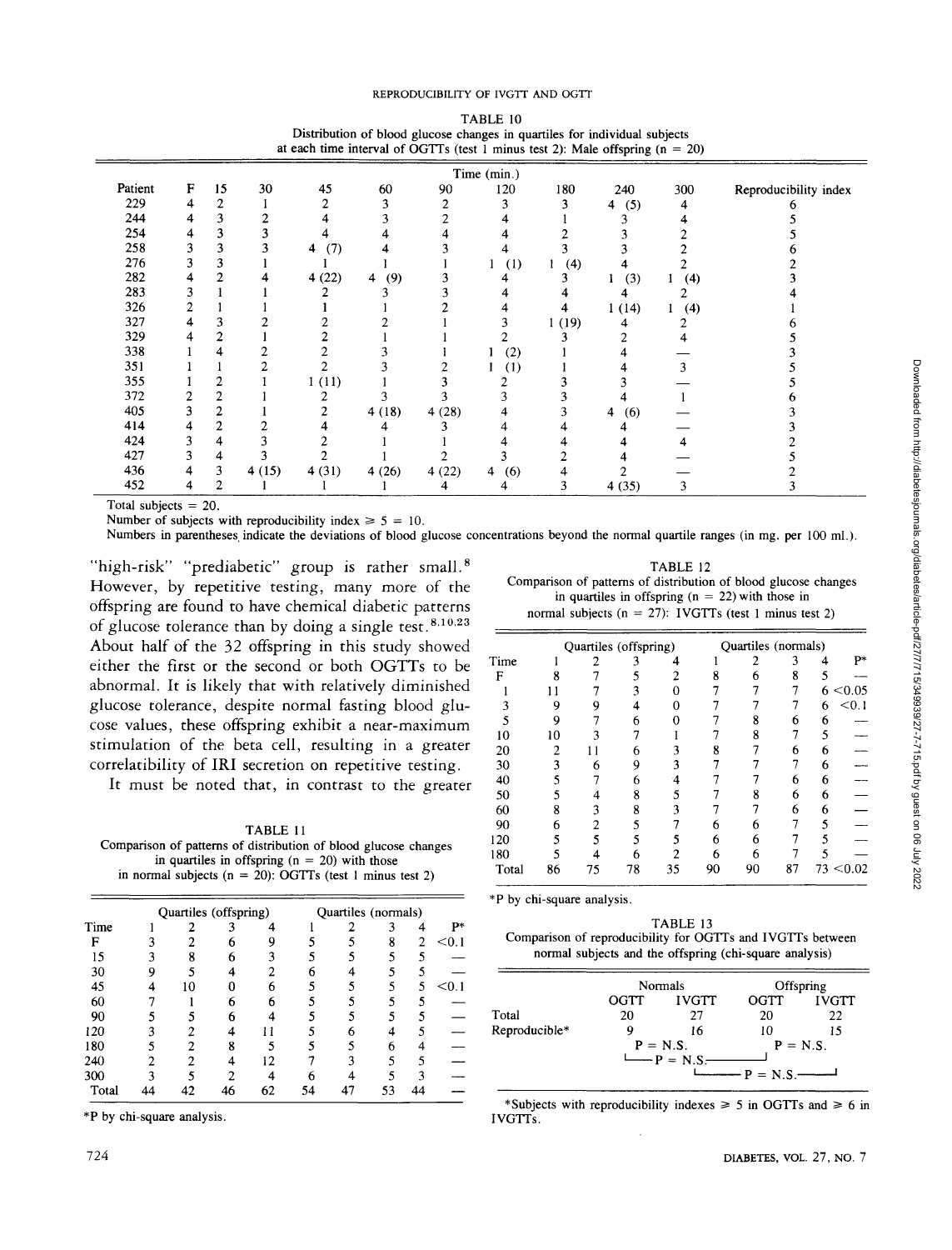TABLE 10
Distribution of blood glucose changes in quartiles for individual subjects at each time interval of OGTTs (test 1 minus test 2): Male offspring (n = 20)

| Patient | F | 15 | 30 | 45 | 60 | 90 | 120 | 180 | 240 | 300 | Reproducibility index |
|---|---|---|---|---|---|---|---|---|---|---|---|
| 229 | 4 | 2 | 1 | 2 | 3 | 2 | 3 | 3 | 4 (5) | 4 | 6 |
| 244 | 4 | 3 | 2 | 4 | 3 | 2 | 4 | 1 | 3 | 4 | 5 |
| 254 | 4 | 3 | 3 | 4 | 4 | 4 | 4 | 2 | 3 | 2 | 5 |
| 258 | 3 | 3 | 3 | 4 (7) | 4 | 3 | 4 | 3 | 3 | 2 | 6 |
| 276 | 3 | 3 | 1 | 1 | 1 | 1 | 1 (1) | 1 (4) | 4 | 2 | 2 |
| 282 | 4 | 2 | 4 | 4 (22) | 4 (9) | 3 | 4 | 3 | 1 (3) | 1 (4) | 3 |
| 283 | 3 | 1 | 1 | 2 | 3 | 3 | 4 | 4 | 4 | 2 | 4 |
| 326 | 2 | 1 | 1 | 1 | 1 | 2 | 4 | 4 | 1 (14) | 1 (4) | 1 |
| 327 | 4 | 3 | 2 | 2 | 2 | 1 | 3 | 1 (19) | 4 | 2 | 6 |
| 329 | 4 | 2 | 1 | 2 | 1 | 1 | 2 | 3 | 2 | 4 | 5 |
| 338 | 1 | 4 | 2 | 2 | 3 | 1 | 1 (2) | 1 | 4 | — | 3 |
| 351 | 1 | 1 | 2 | 2 | 3 | 2 | 1 (1) | 1 | 4 | 3 | 5 |
| 355 | 1 | 2 | 1 | 1 (11) | 1 | 3 | 2 | 3 | 3 | — | 5 |
| 372 | 2 | 2 | 1 | 2 | 3 | 3 | 3 | 3 | 4 | 1 | 6 |
| 405 | 3 | 2 | 1 | 2 | 4 (18) | 4 (28) | 4 | 3 | 4 (6) | — | 3 |
| 414 | 4 | 2 | 2 | 4 | 4 | 3 | 4 | 4 | 4 | — | 3 |
| 424 | 3 | 4 | 3 | 2 | 1 | 1 | 4 | 4 | 4 | 4 | 2 |
| 427 | 3 | 4 | 3 | 2 | 1 | 2 | 3 | 2 | 4 | — | 5 |
| 436 | 4 | 3 | 4 (15) | 4 (31) | 4 (26) | 4 (22) | 4 (6) | 4 | 2 | — | 2 |
| 452 | 4 | 2 | 1 | 1 | 1 | 4 | 4 | 3 | 4 (35) | 3 | 3 |

Total subjects = 20.
Number of subjects with reproducibility index ≥ 5 = 10.
Numbers in parentheses indicate the deviations of blood glucose concentrations beyond the normal quartile ranges (in mg. per 100 ml.).

"high-risk" "prediabetic" group is rather small.[8] However, by repetitive testing, many more of the offspring are found to have chemical diabetic patterns of glucose tolerance than by doing a single test.[8,10,23] About half of the 32 offspring in this study showed either the first or the second or both OGTTs to be abnormal. It is likely that with relatively diminished glucose tolerance, despite normal fasting blood glucose values, these offspring exhibit a near-maximum stimulation of the beta cell, resulting in a greater correlatibility of IRI secretion on repetitive testing.

It must be noted that, in contrast to the greater

TABLE 11
Comparison of patterns of distribution of blood glucose changes in quartiles in offspring (n = 20) with those in normal subjects (n = 20): OGTTs (test 1 minus test 2)

| | Quartiles (offspring) | | | | Quartiles (normals) | | | | |
|---|---|---|---|---|---|---|---|---|---|
| Time | 1 | 2 | 3 | 4 | 1 | 2 | 3 | 4 | P* |
| F | 3 | 2 | 6 | 9 | 5 | 5 | 8 | 2 | <0.1 |
| 15 | 3 | 8 | 6 | 3 | 5 | 5 | 5 | 5 | — |
| 30 | 9 | 5 | 4 | 2 | 6 | 4 | 5 | 5 | — |
| 45 | 4 | 10 | 0 | 6 | 5 | 5 | 5 | 5 | <0.1 |
| 60 | 7 | 1 | 6 | 6 | 5 | 5 | 5 | 5 | — |
| 90 | 5 | 5 | 6 | 4 | 5 | 5 | 5 | 5 | — |
| 120 | 3 | 2 | 4 | 11 | 5 | 6 | 4 | 5 | — |
| 180 | 5 | 2 | 8 | 5 | 5 | 5 | 6 | 4 | — |
| 240 | 2 | 2 | 4 | 12 | 7 | 3 | 5 | 5 | — |
| 300 | 3 | 5 | 2 | 4 | 6 | 4 | 5 | 3 | — |
| Total | 44 | 42 | 46 | 62 | 54 | 47 | 53 | 44 | — |

*P by chi-square analysis.

TABLE 12
Comparison of patterns of distribution of blood glucose changes in quartiles in offspring (n = 22) with those in normal subjects (n = 27): IVGTTs (test 1 minus test 2)

| | Quartiles (offspring) | | | | Quartiles (normals) | | | | |
|---|---|---|---|---|---|---|---|---|---|
| Time | 1 | 2 | 3 | 4 | 1 | 2 | 3 | 4 | P* |
| F | 8 | 7 | 5 | 2 | 8 | 6 | 8 | 5 | — |
| 1 | 11 | 7 | 3 | 0 | 7 | 7 | 7 | 6 | <0.05 |
| 3 | 9 | 9 | 4 | 0 | 7 | 7 | 7 | 6 | <0.1 |
| 5 | 9 | 7 | 6 | 0 | 7 | 8 | 6 | 6 | — |
| 10 | 10 | 3 | 7 | 1 | 7 | 8 | 7 | 5 | — |
| 20 | 2 | 11 | 6 | 3 | 8 | 7 | 6 | 6 | — |
| 30 | 3 | 6 | 9 | 3 | 7 | 7 | 7 | 6 | — |
| 40 | 5 | 7 | 6 | 4 | 7 | 7 | 6 | 6 | — |
| 50 | 5 | 4 | 8 | 5 | 7 | 8 | 6 | 6 | — |
| 60 | 8 | 3 | 8 | 3 | 7 | 7 | 6 | 6 | — |
| 90 | 6 | 2 | 5 | 7 | 6 | 6 | 7 | 5 | — |
| 120 | 5 | 5 | 5 | 5 | 6 | 6 | 7 | 5 | — |
| 180 | 5 | 4 | 6 | 2 | 6 | 6 | 7 | 5 | — |
| Total | 86 | 75 | 78 | 35 | 90 | 90 | 87 | 73 | <0.02 |

*P by chi-square analysis.

TABLE 13
Comparison of reproducibility for OGTTs and IVGTTs between normal subjects and the offspring (chi-square analysis)

| | Normals | | Offspring | |
|---|---|---|---|---|
| | OGTT | IVGTT | OGTT | IVGTT |
| Total | 20 | 27 | 20 | 22 |
| Reproducible* | 9 | 16 | 10 | 15 |

Normals OGTT vs IVGTT: P = N.S.; Offspring OGTT vs IVGTT: P = N.S.; Normals OGTT vs Offspring OGTT: P = N.S.; Normals IVGTT vs Offspring IVGTT: P = N.S.

*Subjects with reproducibility indexes ≥ 5 in OGTTs and ≥ 6 in IVGTTs.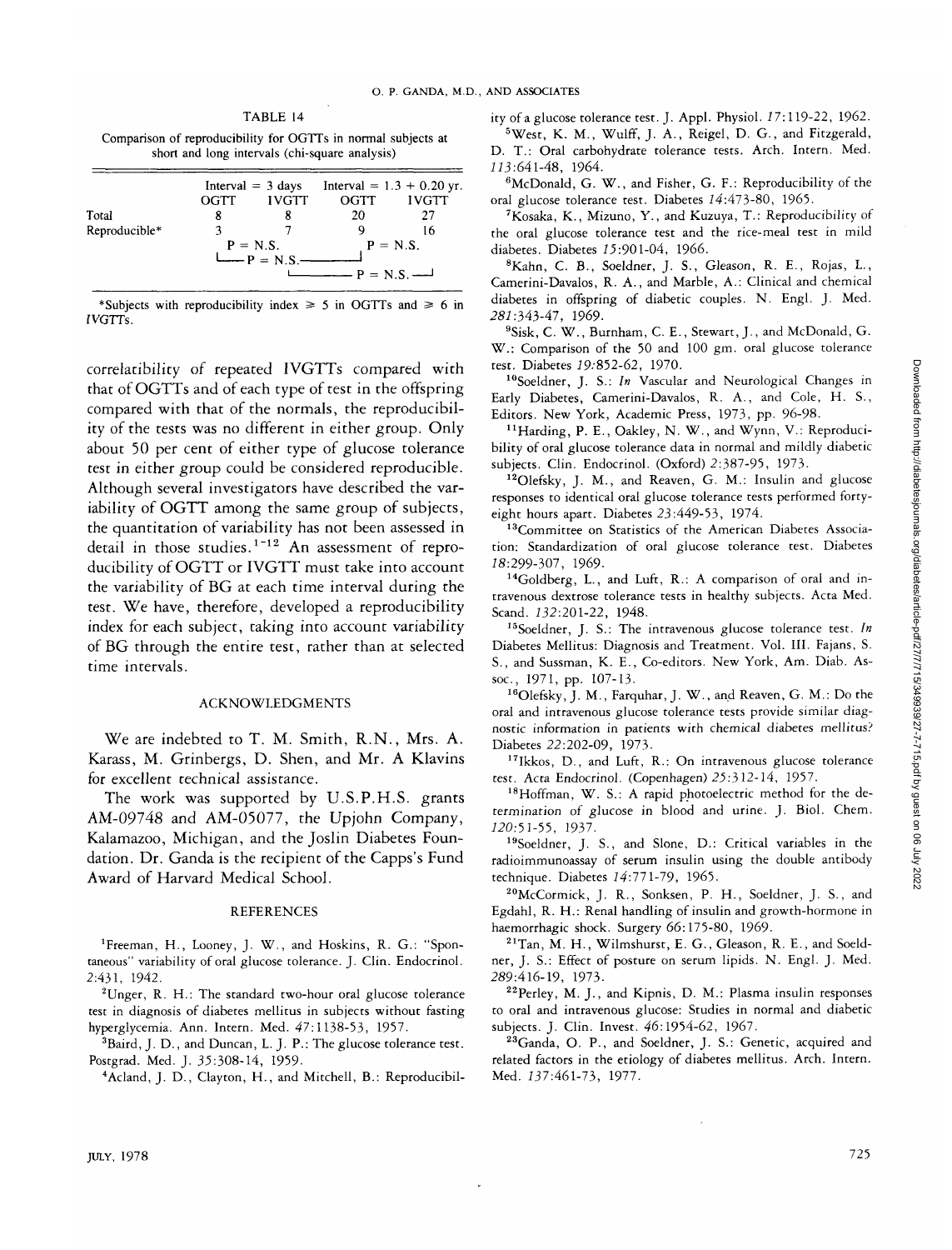TABLE 14

Comparison of reproducibility for OGTTs in normal subjects at short and long intervals (chi-square analysis)

| | Interval = 3 days | | Interval = 1.3 + 0.20 yr. | |
|---|---|---|---|---|
| | OGTT | IVGTT | OGTT | IVGTT |
| Total | 8 | 8 | 20 | 27 |
| Reproducible* | 3 | 7 | 9 | 16 |
| | P = N.S. | | P = N.S. | |

P = N.S. (3-day OGTT vs. 1.3-yr OGTT); P = N.S. (3-day IVGTT vs. 1.3-yr IVGTT)

*Subjects with reproducibility index ≥ 5 in OGTTs and ≥ 6 in IVGTTs.

correlatibility of repeated IVGTTs compared with that of OGTTs and of each type of test in the offspring compared with that of the normals, the reproducibility of the tests was no different in either group. Only about 50 per cent of either type of glucose tolerance test in either group could be considered reproducible. Although several investigators have described the variability of OGTT among the same group of subjects, the quantitation of variability has not been assessed in detail in those studies.[1-12] An assessment of reproducibility of OGTT or IVGTT must take into account the variability of BG at each time interval during the test. We have, therefore, developed a reproducibility index for each subject, taking into account variability of BG through the entire test, rather than at selected time intervals.

## ACKNOWLEDGMENTS

We are indebted to T. M. Smith, R.N., Mrs. A. Karass, M. Grinbergs, D. Shen, and Mr. A Klavins for excellent technical assistance.

The work was supported by U.S.P.H.S. grants AM-09748 and AM-05077, the Upjohn Company, Kalamazoo, Michigan, and the Joslin Diabetes Foundation. Dr. Ganda is the recipient of the Capps's Fund Award of Harvard Medical School.

## REFERENCES

[1] Freeman, H., Looney, J. W., and Hoskins, R. G.: "Spontaneous" variability of oral glucose tolerance. J. Clin. Endocrinol. *2*:431, 1942.

[2] Unger, R. H.: The standard two-hour oral glucose tolerance test in diagnosis of diabetes mellitus in subjects without fasting hyperglycemia. Ann. Intern. Med. *47*:1138-53, 1957.

[3] Baird, J. D., and Duncan, L. J. P.: The glucose tolerance test. Postgrad. Med. J. *35*:308-14, 1959.

[4] Acland, J. D., Clayton, H., and Mitchell, B.: Reproducibility of a glucose tolerance test. J. Appl. Physiol. *17*:119-22, 1962.

[5] West, K. M., Wulff, J. A., Reigel, D. G., and Fitzgerald, D. T.: Oral carbohydrate tolerance tests. Arch. Intern. Med. *113*:641-48, 1964.

[6] McDonald, G. W., and Fisher, G. F.: Reproducibility of the oral glucose tolerance test. Diabetes *14*:473-80, 1965.

[7] Kosaka, K., Mizuno, Y., and Kuzuya, T.: Reproducibility of the oral glucose tolerance test and the rice-meal test in mild diabetes. Diabetes *15*:901-04, 1966.

[8] Kahn, C. B., Soeldner, J. S., Gleason, R. E., Rojas, L., Camerini-Davalos, R. A., and Marble, A.: Clinical and chemical diabetes in offspring of diabetic couples. N. Engl. J. Med. *281*:343-47, 1969.

[9] Sisk, C. W., Burnham, C. E., Stewart, J., and McDonald, G. W.: Comparison of the 50 and 100 gm. oral glucose tolerance test. Diabetes *19*:852-62, 1970.

[10] Soeldner, J. S.: *In* Vascular and Neurological Changes in Early Diabetes, Camerini-Davalos, R. A., and Cole, H. S., Editors. New York, Academic Press, 1973, pp. 96-98.

[11] Harding, P. E., Oakley, N. W., and Wynn, V.: Reproducibility of oral glucose tolerance data in normal and mildly diabetic subjects. Clin. Endocrinol. (Oxford) *2*:387-95, 1973.

[12] Olefsky, J. M., and Reaven, G. M.: Insulin and glucose responses to identical oral glucose tolerance tests performed forty-eight hours apart. Diabetes *23*:449-53, 1974.

[13] Committee on Statistics of the American Diabetes Association: Standardization of oral glucose tolerance test. Diabetes *18*:299-307, 1969.

[14] Goldberg, L., and Luft, R.: A comparison of oral and intravenous dextrose tolerance tests in healthy subjects. Acta Med. Scand. *132*:201-22, 1948.

[15] Soeldner, J. S.: The intravenous glucose tolerance test. *In* Diabetes Mellitus: Diagnosis and Treatment. Vol. III. Fajans, S. S., and Sussman, K. E., Co-editors. New York, Am. Diab. Assoc., 1971, pp. 107-13.

[16] Olefsky, J. M., Farquhar, J. W., and Reaven, G. M.: Do the oral and intravenous glucose tolerance tests provide similar diagnostic information in patients with chemical diabetes mellitus? Diabetes *22*:202-09, 1973.

[17] Ikkos, D., and Luft, R.: On intravenous glucose tolerance test. Acta Endocrinol. (Copenhagen) *25*:312-14, 1957.

[18] Hoffman, W. S.: A rapid photoelectric method for the determination of glucose in blood and urine. J. Biol. Chem. *120*:51-55, 1937.

[19] Soeldner, J. S., and Slone, D.: Critical variables in the radioimmunoassay of serum insulin using the double antibody technique. Diabetes *14*:771-79, 1965.

[20] McCormick, J. R., Sonksen, P. H., Soeldner, J. S., and Egdahl, R. H.: Renal handling of insulin and growth-hormone in haemorrhagic shock. Surgery *66*:175-80, 1969.

[21] Tan, M. H., Wilmshurst, E. G., Gleason, R. E., and Soeldner, J. S.: Effect of posture on serum lipids. N. Engl. J. Med. *289*:416-19, 1973.

[22] Perley, M. J., and Kipnis, D. M.: Plasma insulin responses to oral and intravenous glucose: Studies in normal and diabetic subjects. J. Clin. Invest. *46*:1954-62, 1967.

[23] Ganda, O. P., and Soeldner, J. S.: Genetic, acquired and related factors in the etiology of diabetes mellitus. Arch. Intern. Med. *137*:461-73, 1977.